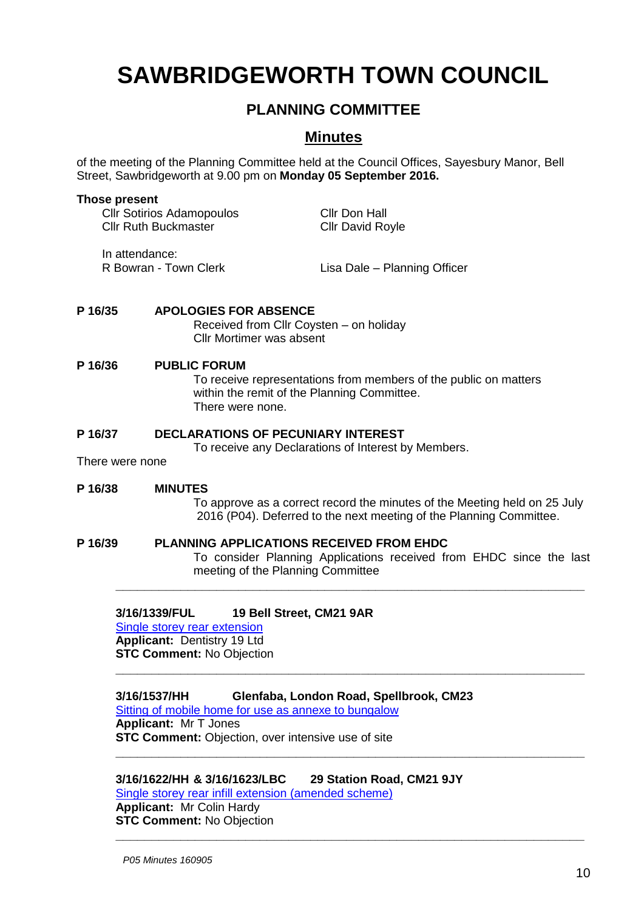# SAWBRIDGEWORTH TOWN COUNCIL

## PLANNING COMMITTEE

## Minutes

of the meeting of the Planning Committee held at the Council Offices, Sayesbury Manor, Bell Street, Sawbridgeworth at 9.00 pm on **Monday 05 September 2016.**

**Those present**

Cllr Sotirios Adamopoulos
Cllr Ruth Buckmaster
Cllr Don Hall
Cllr David Royle

In attendance:
R Bowran - Town Clerk
Lisa Dale – Planning Officer

**P 16/35 APOLOGIES FOR ABSENCE**

Received from Cllr Coysten – on holiday
Cllr Mortimer was absent

**P 16/36 PUBLIC FORUM**

To receive representations from members of the public on matters within the remit of the Planning Committee.
There were none.

**P 16/37 DECLARATIONS OF PECUNIARY INTEREST**

To receive any Declarations of Interest by Members.

There were none

**P 16/38 MINUTES**

To approve as a correct record the minutes of the Meeting held on 25 July 2016 (P04). Deferred to the next meeting of the Planning Committee.

**P 16/39 PLANNING APPLICATIONS RECEIVED FROM EHDC**

To consider Planning Applications received from EHDC since the last meeting of the Planning Committee

---

**3/16/1339/FUL 19 Bell Street, CM21 9AR**
Single storey rear extension
**Applicant:** Dentistry 19 Ltd
**STC Comment:** No Objection

---

**3/16/1537/HH Glenfaba, London Road, Spellbrook, CM23**
Sitting of mobile home for use as annexe to bungalow
**Applicant:** Mr T Jones
**STC Comment:** Objection, over intensive use of site

---

**3/16/1622/HH & 3/16/1623/LBC 29 Station Road, CM21 9JY**
Single storey rear infill extension (amended scheme)
**Applicant:** Mr Colin Hardy
**STC Comment:** No Objection

---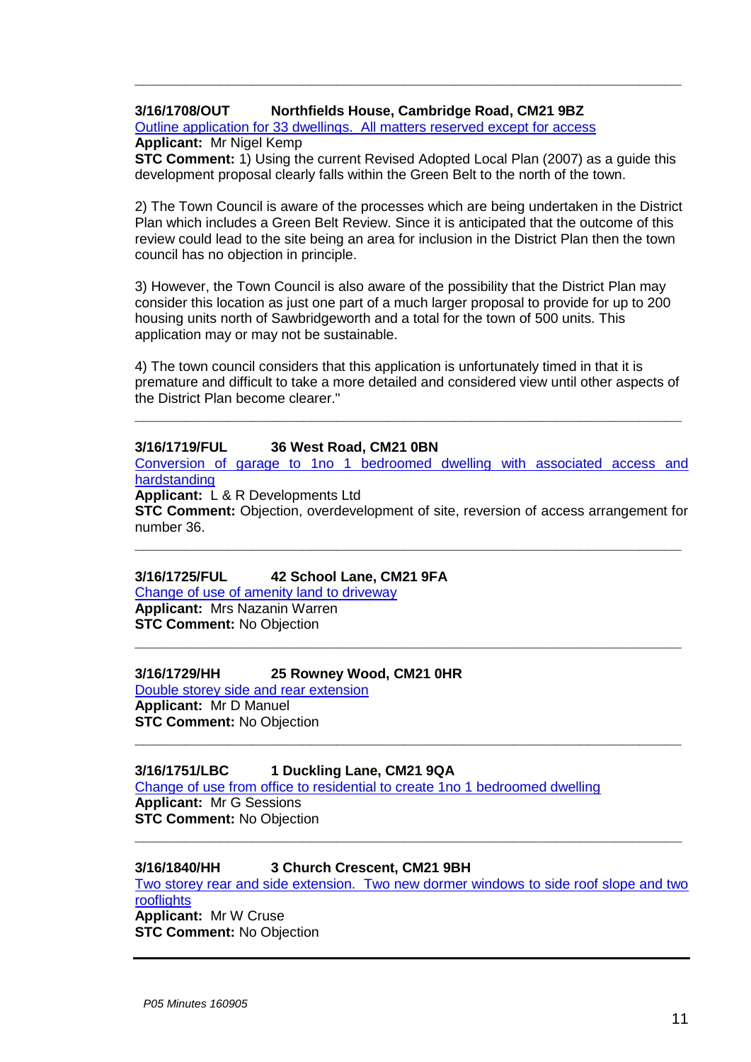---

**3/16/1708/OUT Northfields House, Cambridge Road, CM21 9BZ**

Outline application for 33 dwellings. All matters reserved except for access

**Applicant:** Mr Nigel Kemp

**STC Comment:** 1) Using the current Revised Adopted Local Plan (2007) as a guide this development proposal clearly falls within the Green Belt to the north of the town.

2) The Town Council is aware of the processes which are being undertaken in the District Plan which includes a Green Belt Review. Since it is anticipated that the outcome of this review could lead to the site being an area for inclusion in the District Plan then the town council has no objection in principle.

3) However, the Town Council is also aware of the possibility that the District Plan may consider this location as just one part of a much larger proposal to provide for up to 200 housing units north of Sawbridgeworth and a total for the town of 500 units. This application may or may not be sustainable.

4) The town council considers that this application is unfortunately timed in that it is premature and difficult to take a more detailed and considered view until other aspects of the District Plan become clearer."

---

**3/16/1719/FUL 36 West Road, CM21 0BN**

Conversion of garage to 1no 1 bedroomed dwelling with associated access and hardstanding

**Applicant:** L & R Developments Ltd

**STC Comment:** Objection, overdevelopment of site, reversion of access arrangement for number 36.

---

**3/16/1725/FUL 42 School Lane, CM21 9FA**

Change of use of amenity land to driveway

**Applicant:** Mrs Nazanin Warren

**STC Comment:** No Objection

---

**3/16/1729/HH 25 Rowney Wood, CM21 0HR**

Double storey side and rear extension

**Applicant:** Mr D Manuel

**STC Comment:** No Objection

---

**3/16/1751/LBC 1 Duckling Lane, CM21 9QA**

Change of use from office to residential to create 1no 1 bedroomed dwelling

**Applicant:** Mr G Sessions

**STC Comment:** No Objection

---

**3/16/1840/HH 3 Church Crescent, CM21 9BH**

Two storey rear and side extension. Two new dormer windows to side roof slope and two rooflights

**Applicant:** Mr W Cruse

**STC Comment:** No Objection

---

*P05 Minutes 160905*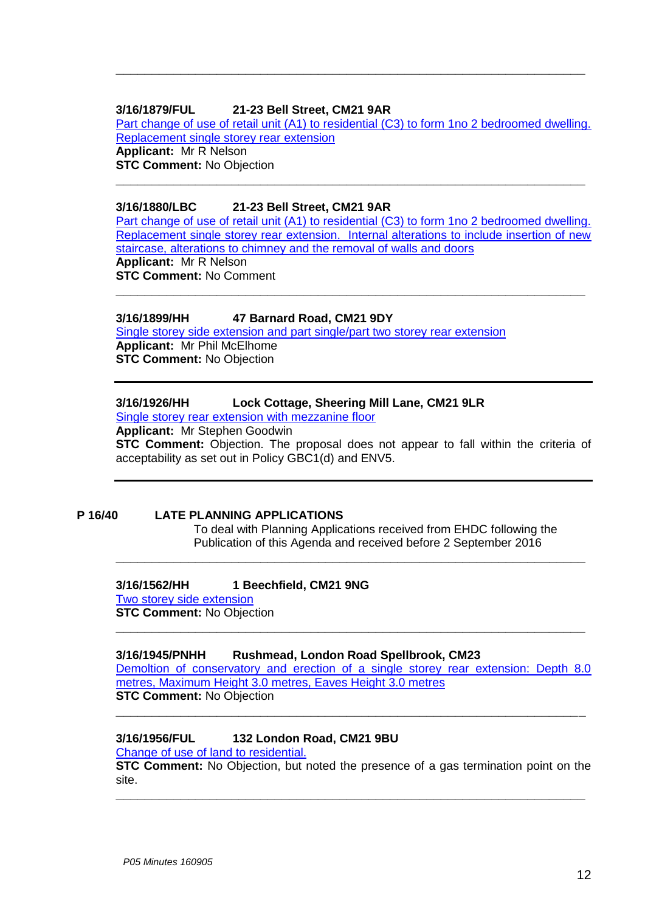---

**3/16/1879/FUL 21-23 Bell Street, CM21 9AR**

Part change of use of retail unit (A1) to residential (C3) to form 1no 2 bedroomed dwelling. Replacement single storey rear extension

**Applicant:** Mr R Nelson

**STC Comment:** No Objection

---

**3/16/1880/LBC 21-23 Bell Street, CM21 9AR**

Part change of use of retail unit (A1) to residential (C3) to form 1no 2 bedroomed dwelling. Replacement single storey rear extension. Internal alterations to include insertion of new staircase, alterations to chimney and the removal of walls and doors

**Applicant:** Mr R Nelson

**STC Comment:** No Comment

---

**3/16/1899/HH 47 Barnard Road, CM21 9DY**

Single storey side extension and part single/part two storey rear extension

**Applicant:** Mr Phil McElhome

**STC Comment:** No Objection

---

**3/16/1926/HH Lock Cottage, Sheering Mill Lane, CM21 9LR**

Single storey rear extension with mezzanine floor

**Applicant:** Mr Stephen Goodwin

**STC Comment:** Objection. The proposal does not appear to fall within the criteria of acceptability as set out in Policy GBC1(d) and ENV5.

---

**P 16/40 LATE PLANNING APPLICATIONS**

To deal with Planning Applications received from EHDC following the Publication of this Agenda and received before 2 September 2016

---

**3/16/1562/HH 1 Beechfield, CM21 9NG**

Two storey side extension

**STC Comment:** No Objection

---

**3/16/1945/PNHH Rushmead, London Road Spellbrook, CM23**

Demoltion of conservatory and erection of a single storey rear extension: Depth 8.0 metres, Maximum Height 3.0 metres, Eaves Height 3.0 metres

**STC Comment:** No Objection

---

**3/16/1956/FUL 132 London Road, CM21 9BU**

Change of use of land to residential.

**STC Comment:** No Objection, but noted the presence of a gas termination point on the site.

---

*P05 Minutes 160905*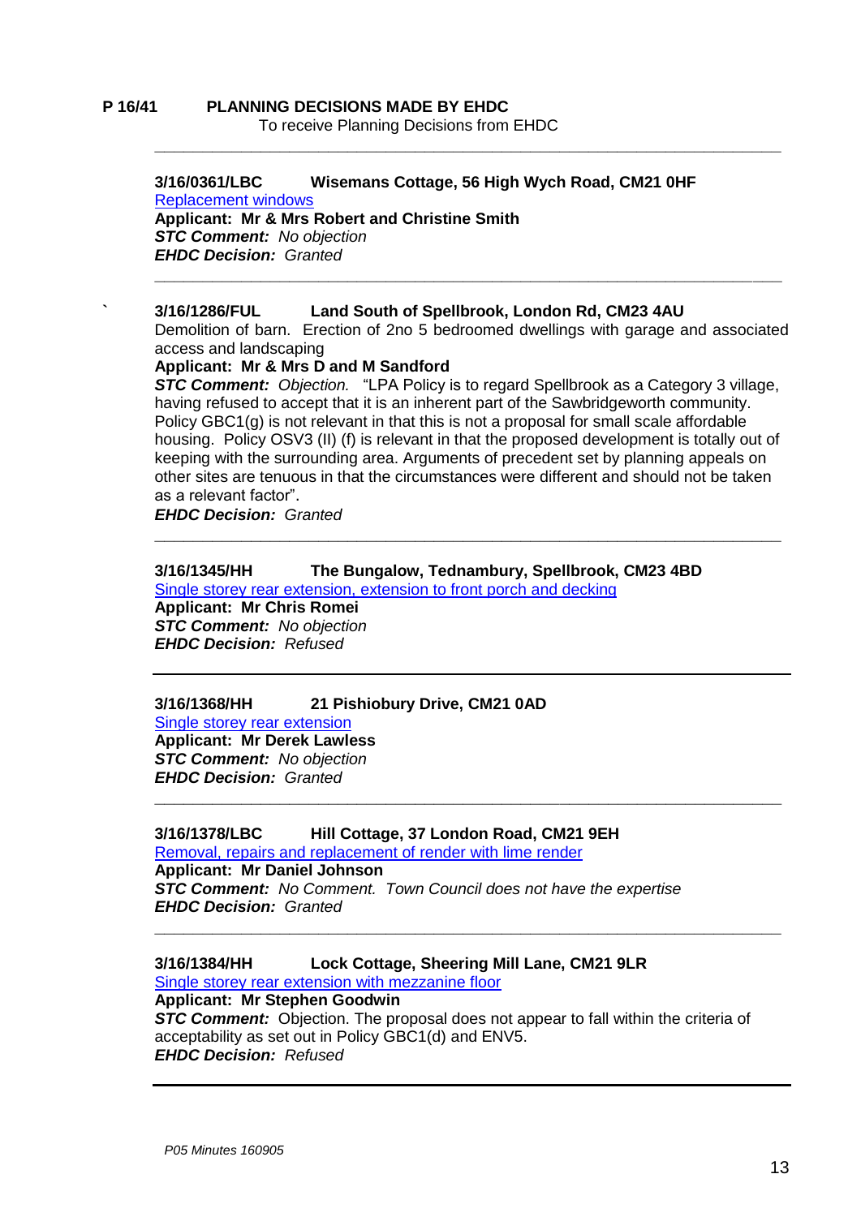**P 16/41 PLANNING DECISIONS MADE BY EHDC**

To receive Planning Decisions from EHDC

---

**3/16/0361/LBC Wisemans Cottage, 56 High Wych Road, CM21 0HF**

Replacement windows

**Applicant: Mr & Mrs Robert and Christine Smith**

***STC Comment:*** *No objection*

***EHDC Decision:*** *Granted*

---

` **3/16/1286/FUL Land South of Spellbrook, London Rd, CM23 4AU**

Demolition of barn. Erection of 2no 5 bedroomed dwellings with garage and associated access and landscaping

**Applicant: Mr & Mrs D and M Sandford**

***STC Comment:*** *Objection.* "LPA Policy is to regard Spellbrook as a Category 3 village, having refused to accept that it is an inherent part of the Sawbridgeworth community. Policy GBC1(g) is not relevant in that this is not a proposal for small scale affordable housing. Policy OSV3 (II) (f) is relevant in that the proposed development is totally out of keeping with the surrounding area. Arguments of precedent set by planning appeals on other sites are tenuous in that the circumstances were different and should not be taken as a relevant factor".

***EHDC Decision:*** *Granted*

---

**3/16/1345/HH The Bungalow, Tednambury, Spellbrook, CM23 4BD**

Single storey rear extension, extension to front porch and decking

**Applicant: Mr Chris Romei**

***STC Comment:*** *No objection*

***EHDC Decision:*** *Refused*

---

**3/16/1368/HH 21 Pishiobury Drive, CM21 0AD**

Single storey rear extension

**Applicant: Mr Derek Lawless**

***STC Comment:*** *No objection*

***EHDC Decision:*** *Granted*

---

**3/16/1378/LBC Hill Cottage, 37 London Road, CM21 9EH**

Removal, repairs and replacement of render with lime render

**Applicant: Mr Daniel Johnson**

***STC Comment:*** *No Comment. Town Council does not have the expertise*

***EHDC Decision:*** *Granted*

---

**3/16/1384/HH Lock Cottage, Sheering Mill Lane, CM21 9LR**

Single storey rear extension with mezzanine floor

**Applicant: Mr Stephen Goodwin**

***STC Comment:*** Objection. The proposal does not appear to fall within the criteria of acceptability as set out in Policy GBC1(d) and ENV5.

***EHDC Decision:*** *Refused*

---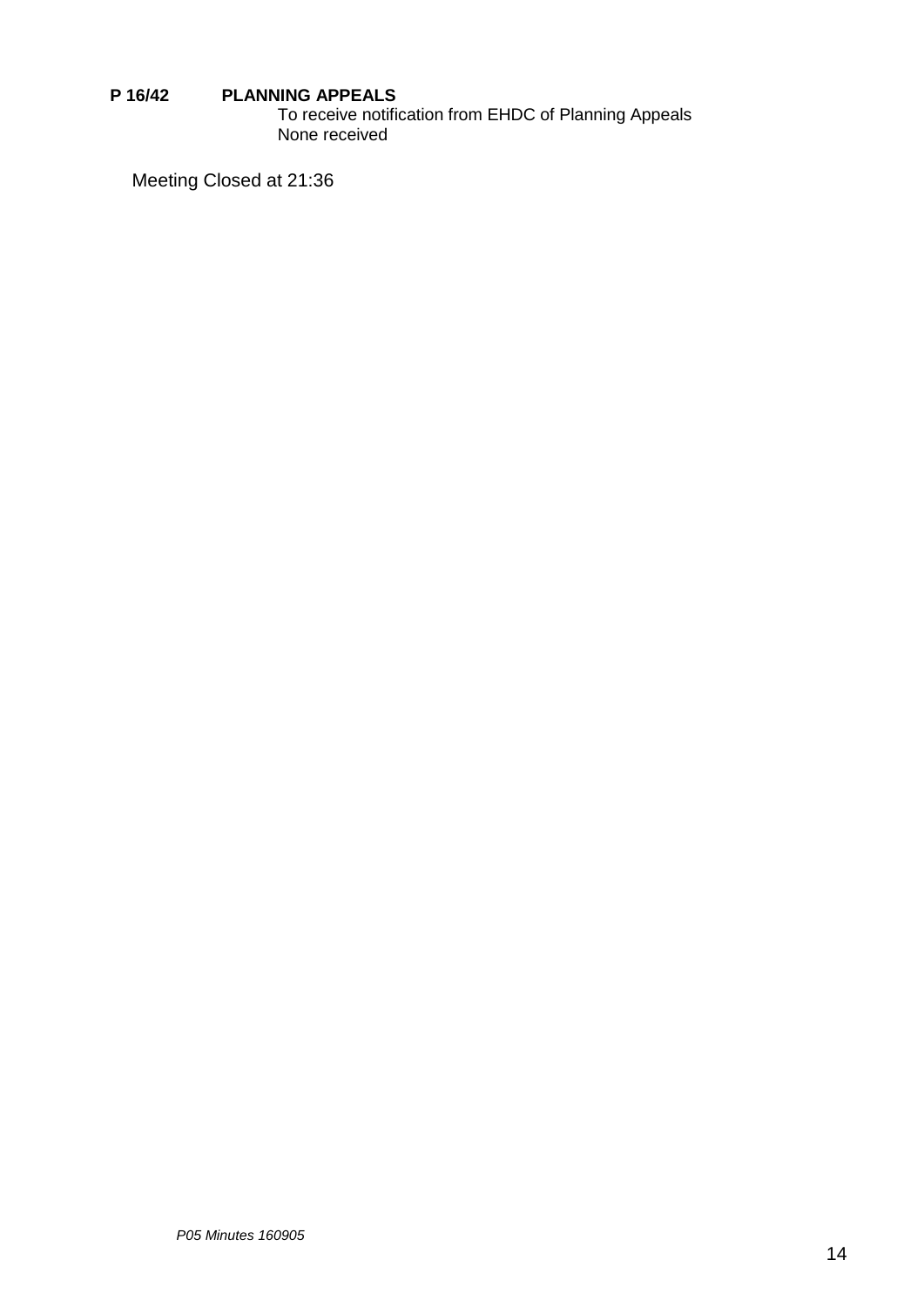**P 16/42 PLANNING APPEALS**

To receive notification from EHDC of Planning Appeals
None received

Meeting Closed at 21:36